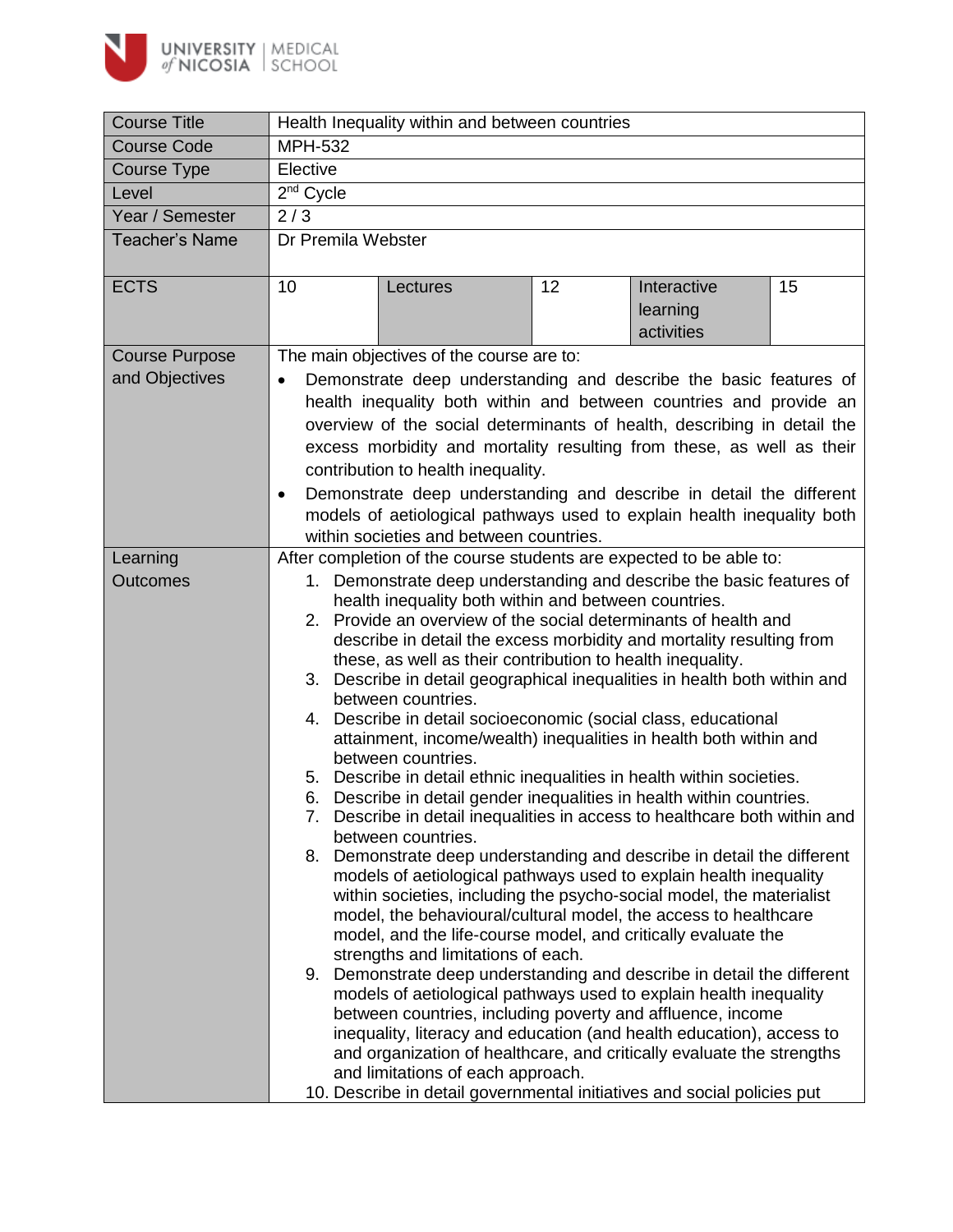| Course Title | Health Inequality within and between countries | | | | |
|---|---|---|---|---|---|
| Course Code | MPH-532 | | | | |
| Course Type | Elective | | | | |
| Level | 2nd Cycle | | | | |
| Year / Semester | 2 / 3 | | | | |
| Teacher's Name | Dr Premila Webster | | | | |
| ECTS | 10 | Lectures | 12 | Interactive learning activities | 15 |
| Course Purpose and Objectives | The main objectives of the course are to:<br>• Demonstrate deep understanding and describe the basic features of health inequality both within and between countries and provide an overview of the social determinants of health, describing in detail the excess morbidity and mortality resulting from these, as well as their contribution to health inequality.<br>• Demonstrate deep understanding and describe in detail the different models of aetiological pathways used to explain health inequality both within societies and between countries. | | | | |
| Learning Outcomes | After completion of the course students are expected to be able to:<br>1. Demonstrate deep understanding and describe the basic features of health inequality both within and between countries.<br>2. Provide an overview of the social determinants of health and describe in detail the excess morbidity and mortality resulting from these, as well as their contribution to health inequality.<br>3. Describe in detail geographical inequalities in health both within and between countries.<br>4. Describe in detail socioeconomic (social class, educational attainment, income/wealth) inequalities in health both within and between countries.<br>5. Describe in detail ethnic inequalities in health within societies.<br>6. Describe in detail gender inequalities in health within countries.<br>7. Describe in detail inequalities in access to healthcare both within and between countries.<br>8. Demonstrate deep understanding and describe in detail the different models of aetiological pathways used to explain health inequality within societies, including the psycho-social model, the materialist model, the behavioural/cultural model, the access to healthcare model, and the life-course model, and critically evaluate the strengths and limitations of each.<br>9. Demonstrate deep understanding and describe in detail the different models of aetiological pathways used to explain health inequality between countries, including poverty and affluence, income inequality, literacy and education (and health education), access to and organization of healthcare, and critically evaluate the strengths and limitations of each approach.<br>10. Describe in detail governmental initiatives and social policies put | | | | |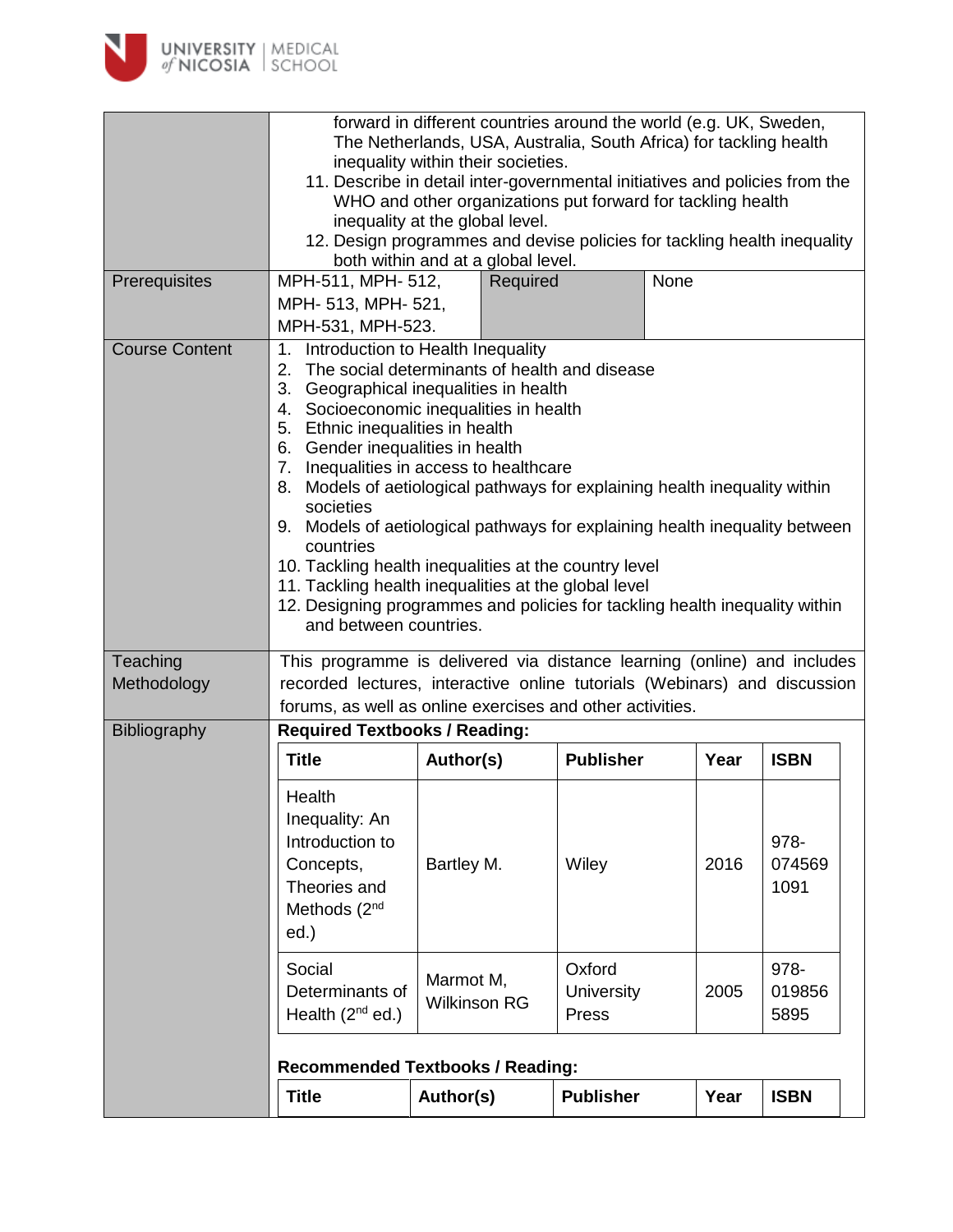| | |
|---|---|
| | forward in different countries around the world (e.g. UK, Sweden, The Netherlands, USA, Australia, South Africa) for tackling health inequality within their societies.<br>11. Describe in detail inter-governmental initiatives and policies from the WHO and other organizations put forward for tackling health inequality at the global level.<br>12. Design programmes and devise policies for tackling health inequality both within and at a global level. |
| Prerequisites | MPH-511, MPH- 512, MPH- 513, MPH- 521, MPH-531, MPH-523. \| Required \| None |
| Course Content | 1. Introduction to Health Inequality<br>2. The social determinants of health and disease<br>3. Geographical inequalities in health<br>4. Socioeconomic inequalities in health<br>5. Ethnic inequalities in health<br>6. Gender inequalities in health<br>7. Inequalities in access to healthcare<br>8. Models of aetiological pathways for explaining health inequality within societies<br>9. Models of aetiological pathways for explaining health inequality between countries<br>10. Tackling health inequalities at the country level<br>11. Tackling health inequalities at the global level<br>12. Designing programmes and policies for tackling health inequality within and between countries. |
| Teaching Methodology | This programme is delivered via distance learning (online) and includes recorded lectures, interactive online tutorials (Webinars) and discussion forums, as well as online exercises and other activities. |
| Bibliography | **Required Textbooks / Reading:** |

**Required Textbooks / Reading:**

| Title | Author(s) | Publisher | Year | ISBN |
|---|---|---|---|---|
| Health Inequality: An Introduction to Concepts, Theories and Methods (2nd ed.) | Bartley M. | Wiley | 2016 | 978-0745691091 |
| Social Determinants of Health (2nd ed.) | Marmot M, Wilkinson RG | Oxford University Press | 2005 | 978-0198565895 |

**Recommended Textbooks / Reading:**

| Title | Author(s) | Publisher | Year | ISBN |
|---|---|---|---|---|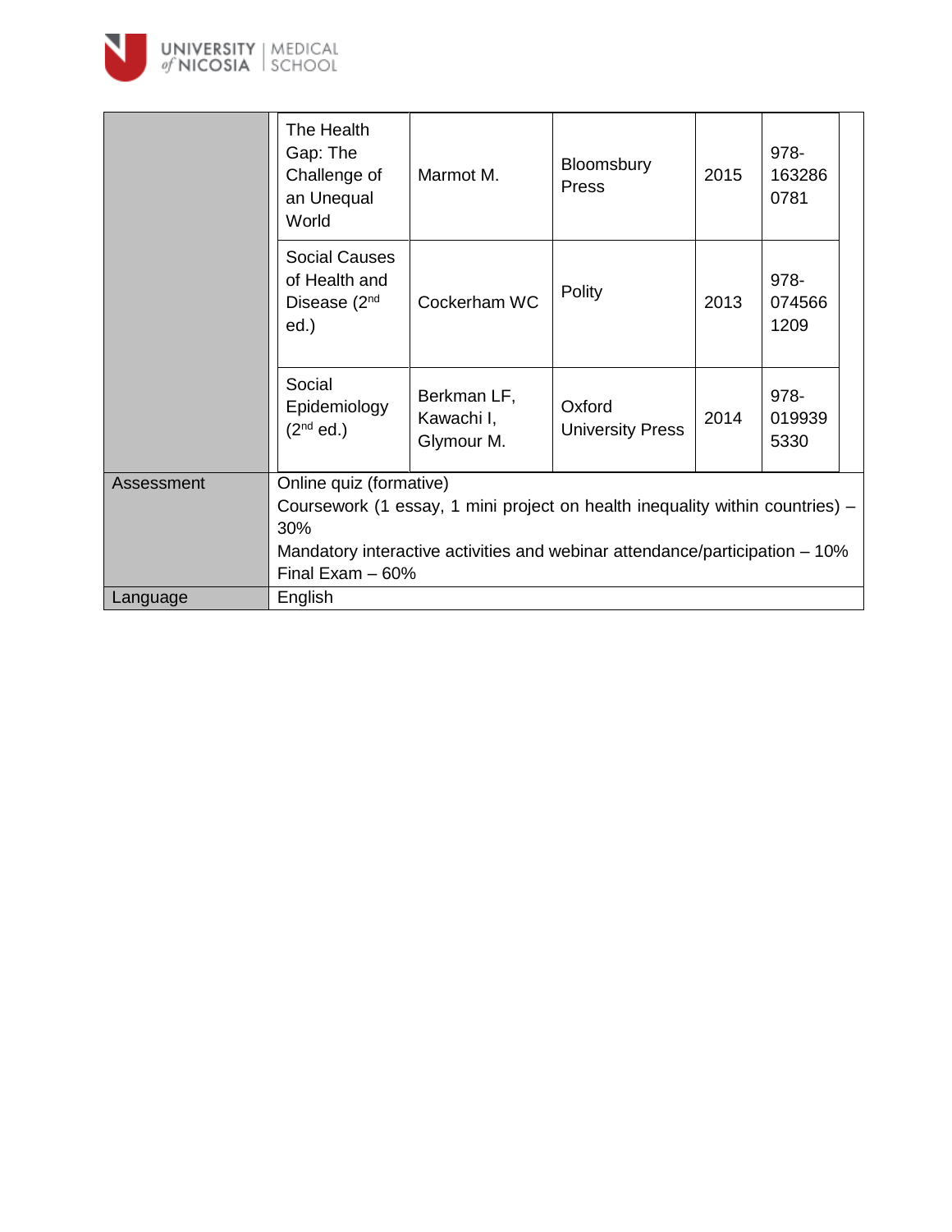| | | | | | |
|---|---|---|---|---|---|
| | The Health Gap: The Challenge of an Unequal World | Marmot M. | Bloomsbury Press | 2015 | 978-1632860781 |
| | Social Causes of Health and Disease (2nd ed.) | Cockerham WC | Polity | 2013 | 978-0745661209 |
| | Social Epidemiology (2nd ed.) | Berkman LF, Kawachi I, Glymour M. | Oxford University Press | 2014 | 978-0199395330 |
| Assessment | Online quiz (formative)<br>Coursework (1 essay, 1 mini project on health inequality within countries) – 30%<br>Mandatory interactive activities and webinar attendance/participation – 10%<br>Final Exam – 60% | | | | |
| Language | English | | | | |